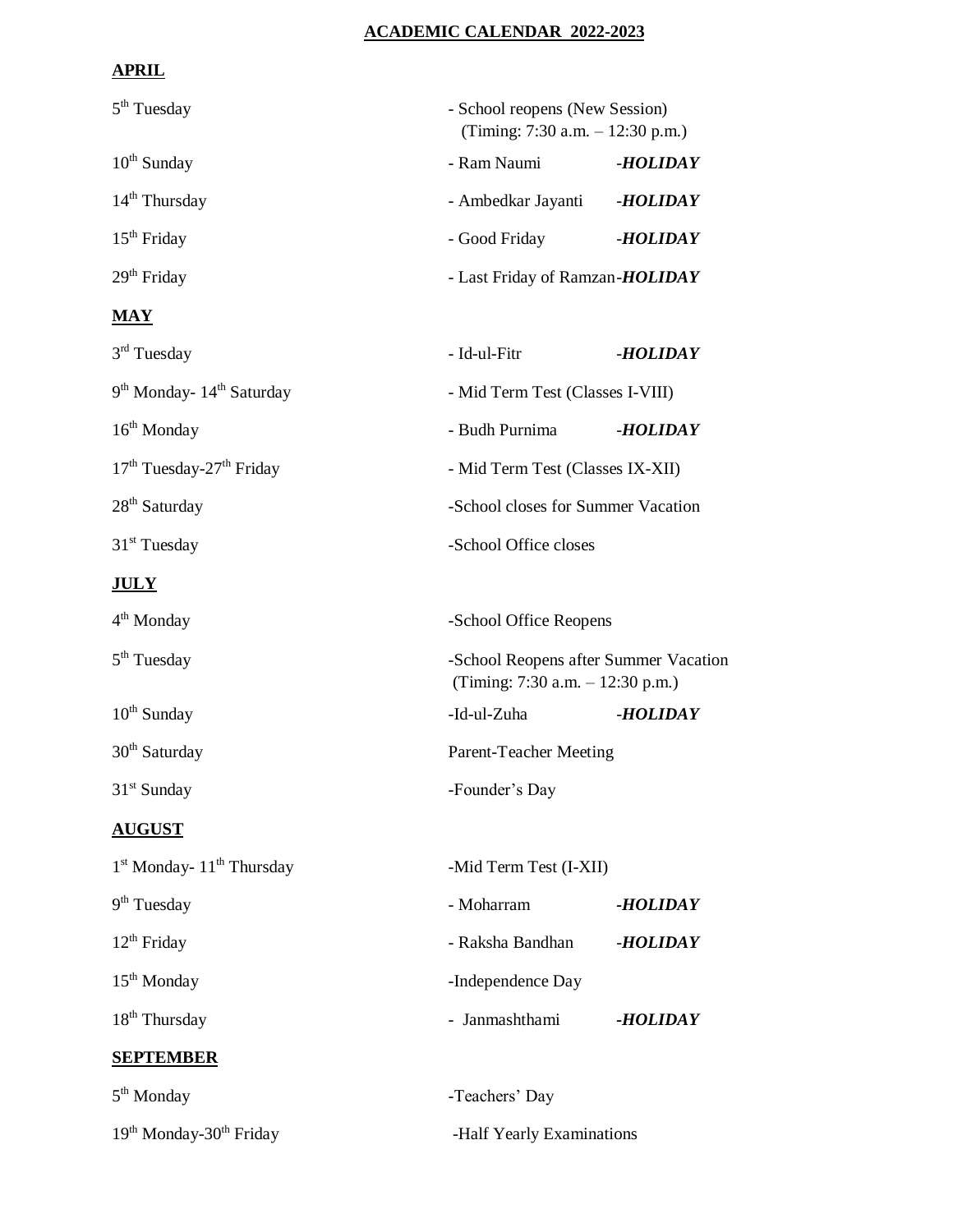# ACADEMIC CALENDAR 2022-2023

## APRIL

| Date | Event | |
|---|---|---|
| 5th Tuesday | - School reopens (New Session) (Timing: 7:30 a.m. – 12:30 p.m.) | |
| 10th Sunday | - Ram Naumi | -***HOLIDAY*** |
| 14th Thursday | - Ambedkar Jayanti | -***HOLIDAY*** |
| 15th Friday | - Good Friday | -***HOLIDAY*** |
| 29th Friday | - Last Friday of Ramzan | -***HOLIDAY*** |

## MAY

| Date | Event | |
|---|---|---|
| 3rd Tuesday | - Id-ul-Fitr | -***HOLIDAY*** |
| 9th Monday- 14th Saturday | - Mid Term Test (Classes I-VIII) | |
| 16th Monday | - Budh Purnima | -***HOLIDAY*** |
| 17th Tuesday-27th Friday | - Mid Term Test (Classes IX-XII) | |
| 28th Saturday | -School closes for Summer Vacation | |
| 31st Tuesday | -School Office closes | |

## JULY

| Date | Event | |
|---|---|---|
| 4th Monday | -School Office Reopens | |
| 5th Tuesday | -School Reopens after Summer Vacation (Timing: 7:30 a.m. – 12:30 p.m.) | |
| 10th Sunday | -Id-ul-Zuha | -***HOLIDAY*** |
| 30th Saturday | Parent-Teacher Meeting | |
| 31st Sunday | -Founder's Day | |

## AUGUST

| Date | Event | |
|---|---|---|
| 1st Monday- 11th Thursday | -Mid Term Test (I-XII) | |
| 9th Tuesday | - Moharram | -***HOLIDAY*** |
| 12th Friday | - Raksha Bandhan | -***HOLIDAY*** |
| 15th Monday | -Independence Day | |
| 18th Thursday | - Janmashthami | -***HOLIDAY*** |

## SEPTEMBER

| Date | Event | |
|---|---|---|
| 5th Monday | -Teachers' Day | |
| 19th Monday-30th Friday | -Half Yearly Examinations | |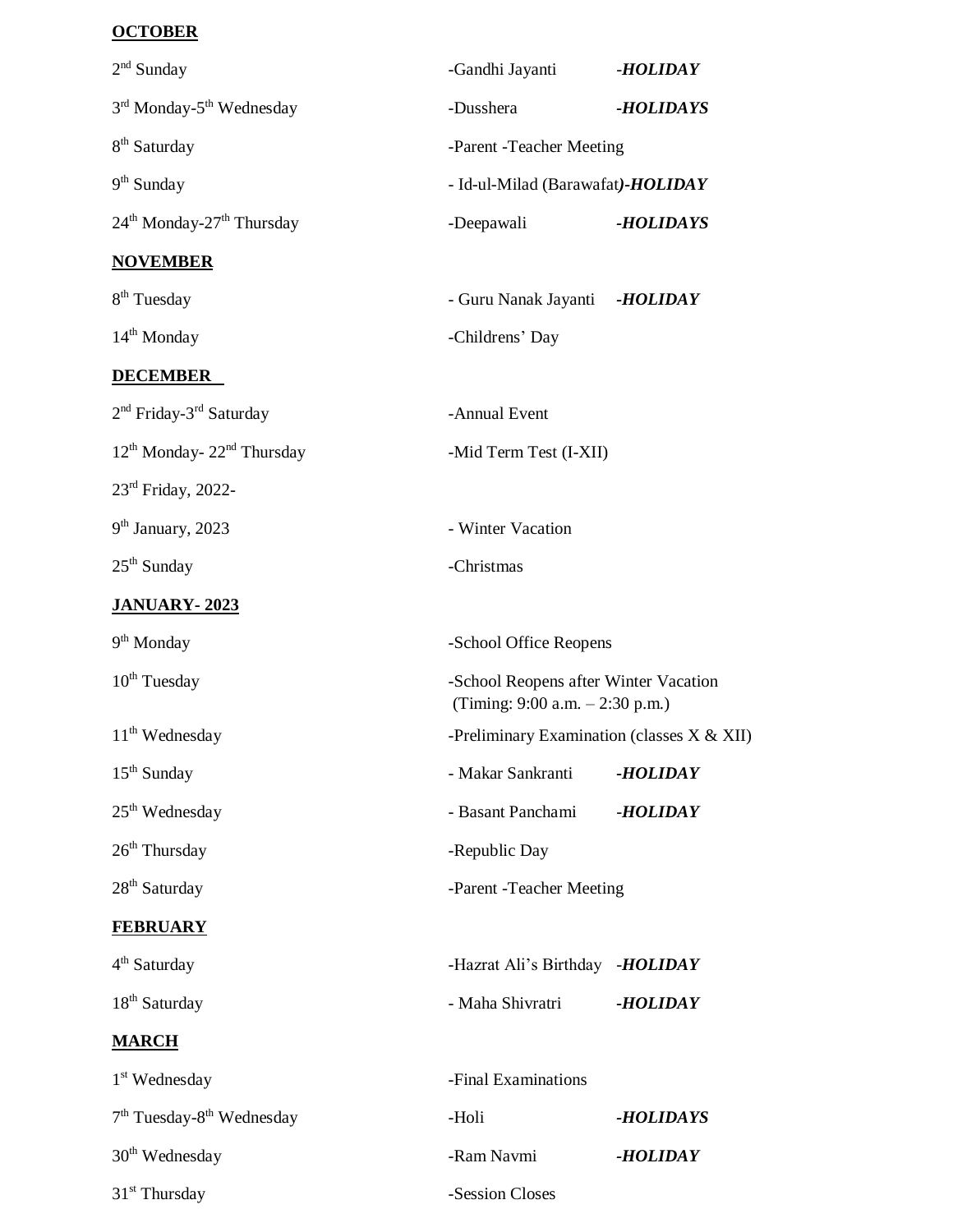**OCTOBER**

| | | |
|---|---|---|
| 2nd Sunday | -Gandhi Jayanti | -***HOLIDAY*** |
| 3rd Monday-5th Wednesday | -Dusshera | ***-HOLIDAYS*** |
| 8th Saturday | -Parent -Teacher Meeting | |
| 9th Sunday | - Id-ul-Milad (Barawafat***)-HOLIDAY*** | |
| 24th Monday-27th Thursday | -Deepawali | ***-HOLIDAYS*** |

**NOVEMBER**

| | | |
|---|---|---|
| 8th Tuesday | - Guru Nanak Jayanti | ***-HOLIDAY*** |
| 14th Monday | -Childrens' Day | |

**DECEMBER**

| | | |
|---|---|---|
| 2nd Friday-3rd Saturday | -Annual Event | |
| 12th Monday- 22nd Thursday | -Mid Term Test (I-XII) | |
| 23rd Friday, 2022- 9th January, 2023 | - Winter Vacation | |
| 25th Sunday | -Christmas | |

**JANUARY- 2023**

| | | |
|---|---|---|
| 9th Monday | -School Office Reopens | |
| 10th Tuesday | -School Reopens after Winter Vacation (Timing: 9:00 a.m. – 2:30 p.m.) | |
| 11th Wednesday | -Preliminary Examination (classes X & XII) | |
| 15th Sunday | - Makar Sankranti | ***-HOLIDAY*** |
| 25th Wednesday | - Basant Panchami | -***HOLIDAY*** |
| 26th Thursday | -Republic Day | |
| 28th Saturday | -Parent -Teacher Meeting | |

**FEBRUARY**

| | | |
|---|---|---|
| 4th Saturday | -Hazrat Ali's Birthday | ***-HOLIDAY*** |
| 18th Saturday | - Maha Shivratri | ***-HOLIDAY*** |

**MARCH**

| | | |
|---|---|---|
| 1st Wednesday | -Final Examinations | |
| 7th Tuesday-8th Wednesday | -Holi | ***-HOLIDAYS*** |
| 30th Wednesday | -Ram Navmi | ***-HOLIDAY*** |
| 31st Thursday | -Session Closes | |